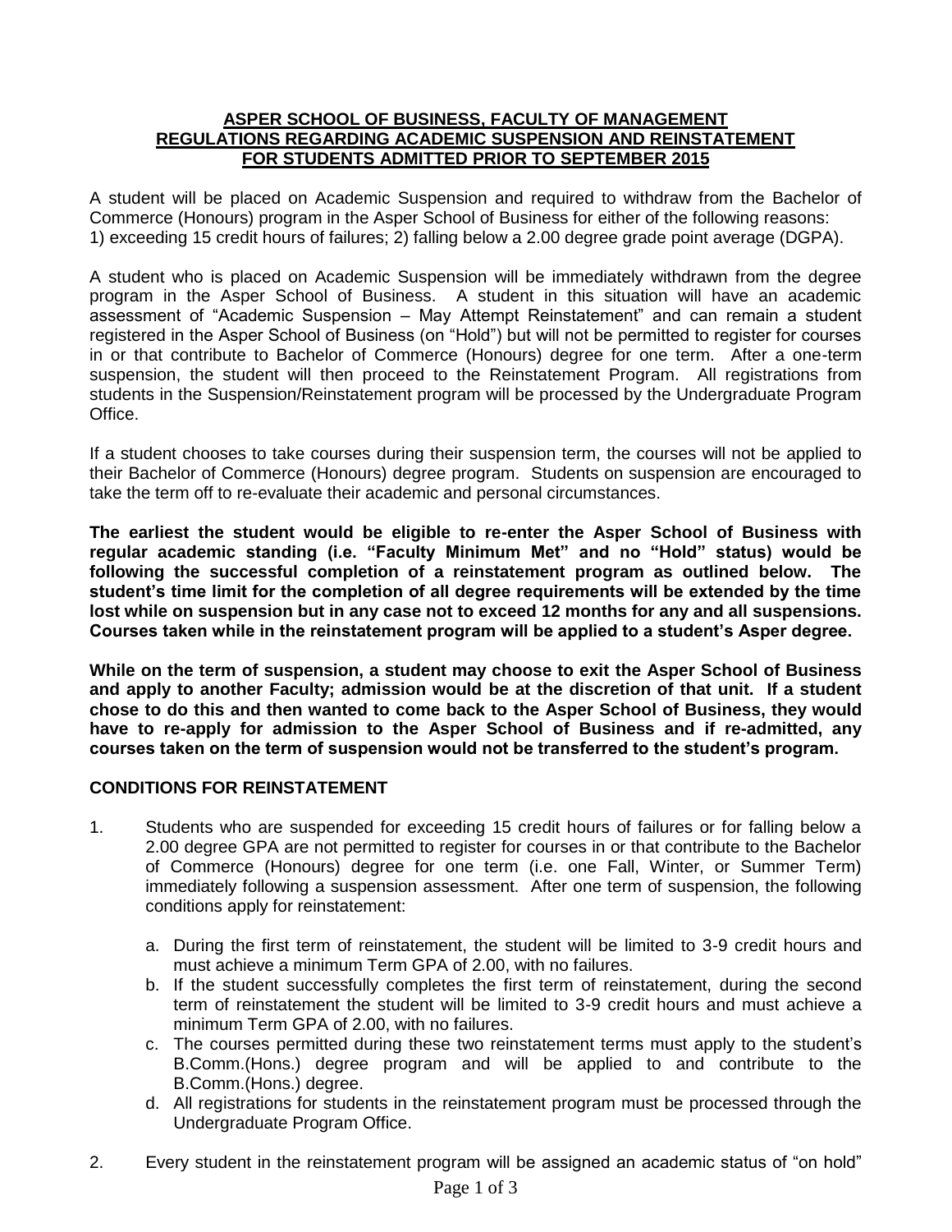# ASPER SCHOOL OF BUSINESS, FACULTY OF MANAGEMENT
# REGULATIONS REGARDING ACADEMIC SUSPENSION AND REINSTATEMENT
# FOR STUDENTS ADMITTED PRIOR TO SEPTEMBER 2015

A student will be placed on Academic Suspension and required to withdraw from the Bachelor of Commerce (Honours) program in the Asper School of Business for either of the following reasons: 1) exceeding 15 credit hours of failures; 2) falling below a 2.00 degree grade point average (DGPA).

A student who is placed on Academic Suspension will be immediately withdrawn from the degree program in the Asper School of Business. A student in this situation will have an academic assessment of "Academic Suspension – May Attempt Reinstatement" and can remain a student registered in the Asper School of Business (on "Hold") but will not be permitted to register for courses in or that contribute to Bachelor of Commerce (Honours) degree for one term. After a one-term suspension, the student will then proceed to the Reinstatement Program. All registrations from students in the Suspension/Reinstatement program will be processed by the Undergraduate Program Office.

If a student chooses to take courses during their suspension term, the courses will not be applied to their Bachelor of Commerce (Honours) degree program. Students on suspension are encouraged to take the term off to re-evaluate their academic and personal circumstances.

**The earliest the student would be eligible to re-enter the Asper School of Business with regular academic standing (i.e. "Faculty Minimum Met" and no "Hold" status) would be following the successful completion of a reinstatement program as outlined below. The student's time limit for the completion of all degree requirements will be extended by the time lost while on suspension but in any case not to exceed 12 months for any and all suspensions. Courses taken while in the reinstatement program will be applied to a student's Asper degree.**

**While on the term of suspension, a student may choose to exit the Asper School of Business and apply to another Faculty; admission would be at the discretion of that unit. If a student chose to do this and then wanted to come back to the Asper School of Business, they would have to re-apply for admission to the Asper School of Business and if re-admitted, any courses taken on the term of suspension would not be transferred to the student's program.**

## CONDITIONS FOR REINSTATEMENT

1. Students who are suspended for exceeding 15 credit hours of failures or for falling below a 2.00 degree GPA are not permitted to register for courses in or that contribute to the Bachelor of Commerce (Honours) degree for one term (i.e. one Fall, Winter, or Summer Term) immediately following a suspension assessment. After one term of suspension, the following conditions apply for reinstatement:

   a. During the first term of reinstatement, the student will be limited to 3-9 credit hours and must achieve a minimum Term GPA of 2.00, with no failures.

   b. If the student successfully completes the first term of reinstatement, during the second term of reinstatement the student will be limited to 3-9 credit hours and must achieve a minimum Term GPA of 2.00, with no failures.

   c. The courses permitted during these two reinstatement terms must apply to the student's B.Comm.(Hons.) degree program and will be applied to and contribute to the B.Comm.(Hons.) degree.

   d. All registrations for students in the reinstatement program must be processed through the Undergraduate Program Office.

2. Every student in the reinstatement program will be assigned an academic status of "on hold"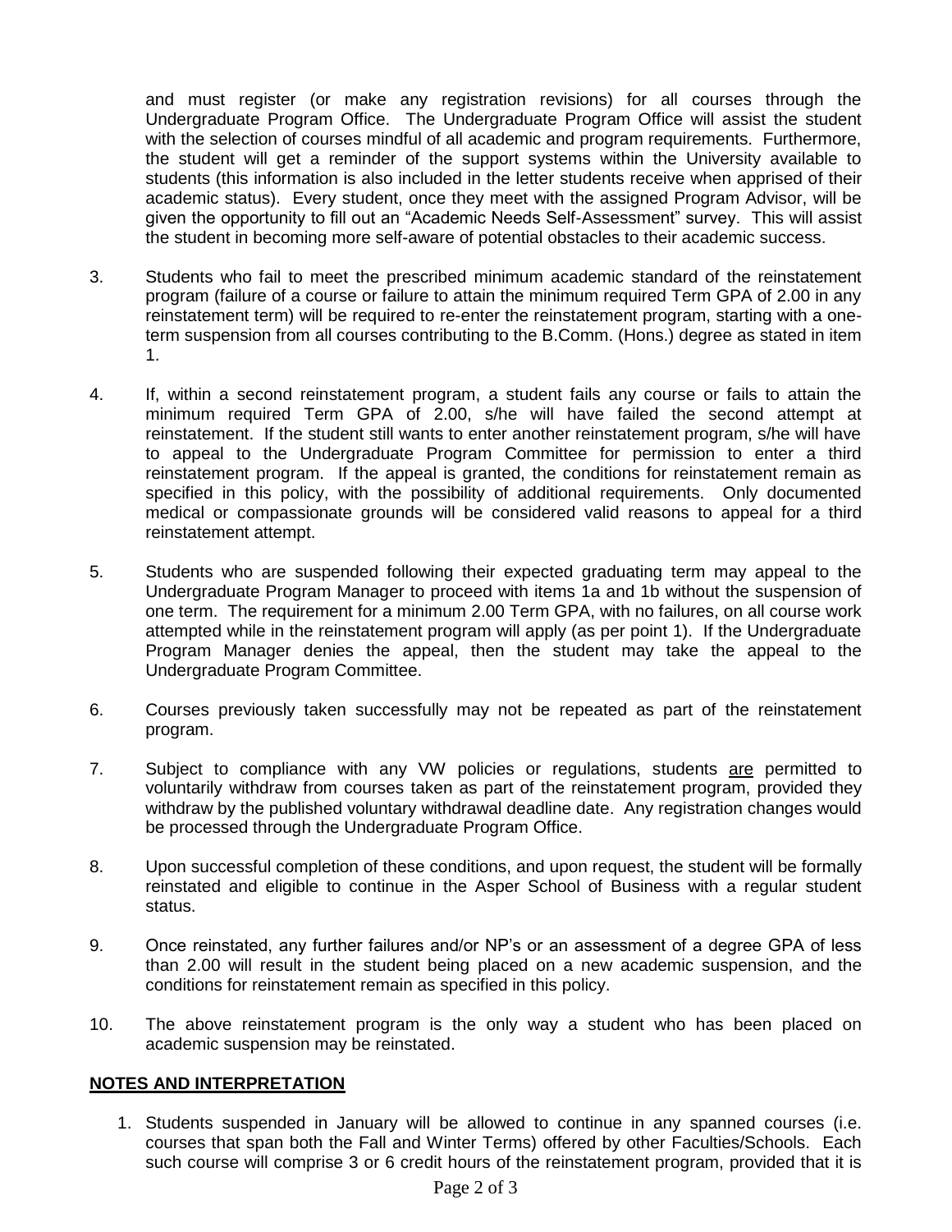and must register (or make any registration revisions) for all courses through the Undergraduate Program Office. The Undergraduate Program Office will assist the student with the selection of courses mindful of all academic and program requirements. Furthermore, the student will get a reminder of the support systems within the University available to students (this information is also included in the letter students receive when apprised of their academic status). Every student, once they meet with the assigned Program Advisor, will be given the opportunity to fill out an "Academic Needs Self-Assessment" survey. This will assist the student in becoming more self-aware of potential obstacles to their academic success.

3. Students who fail to meet the prescribed minimum academic standard of the reinstatement program (failure of a course or failure to attain the minimum required Term GPA of 2.00 in any reinstatement term) will be required to re-enter the reinstatement program, starting with a one-term suspension from all courses contributing to the B.Comm. (Hons.) degree as stated in item 1.

4. If, within a second reinstatement program, a student fails any course or fails to attain the minimum required Term GPA of 2.00, s/he will have failed the second attempt at reinstatement. If the student still wants to enter another reinstatement program, s/he will have to appeal to the Undergraduate Program Committee for permission to enter a third reinstatement program. If the appeal is granted, the conditions for reinstatement remain as specified in this policy, with the possibility of additional requirements. Only documented medical or compassionate grounds will be considered valid reasons to appeal for a third reinstatement attempt.

5. Students who are suspended following their expected graduating term may appeal to the Undergraduate Program Manager to proceed with items 1a and 1b without the suspension of one term. The requirement for a minimum 2.00 Term GPA, with no failures, on all course work attempted while in the reinstatement program will apply (as per point 1). If the Undergraduate Program Manager denies the appeal, then the student may take the appeal to the Undergraduate Program Committee.

6. Courses previously taken successfully may not be repeated as part of the reinstatement program.

7. Subject to compliance with any VW policies or regulations, students <u>are</u> permitted to voluntarily withdraw from courses taken as part of the reinstatement program, provided they withdraw by the published voluntary withdrawal deadline date. Any registration changes would be processed through the Undergraduate Program Office.

8. Upon successful completion of these conditions, and upon request, the student will be formally reinstated and eligible to continue in the Asper School of Business with a regular student status.

9. Once reinstated, any further failures and/or NP's or an assessment of a degree GPA of less than 2.00 will result in the student being placed on a new academic suspension, and the conditions for reinstatement remain as specified in this policy.

10. The above reinstatement program is the only way a student who has been placed on academic suspension may be reinstated.

## **NOTES AND INTERPRETATION**

1. Students suspended in January will be allowed to continue in any spanned courses (i.e. courses that span both the Fall and Winter Terms) offered by other Faculties/Schools. Each such course will comprise 3 or 6 credit hours of the reinstatement program, provided that it is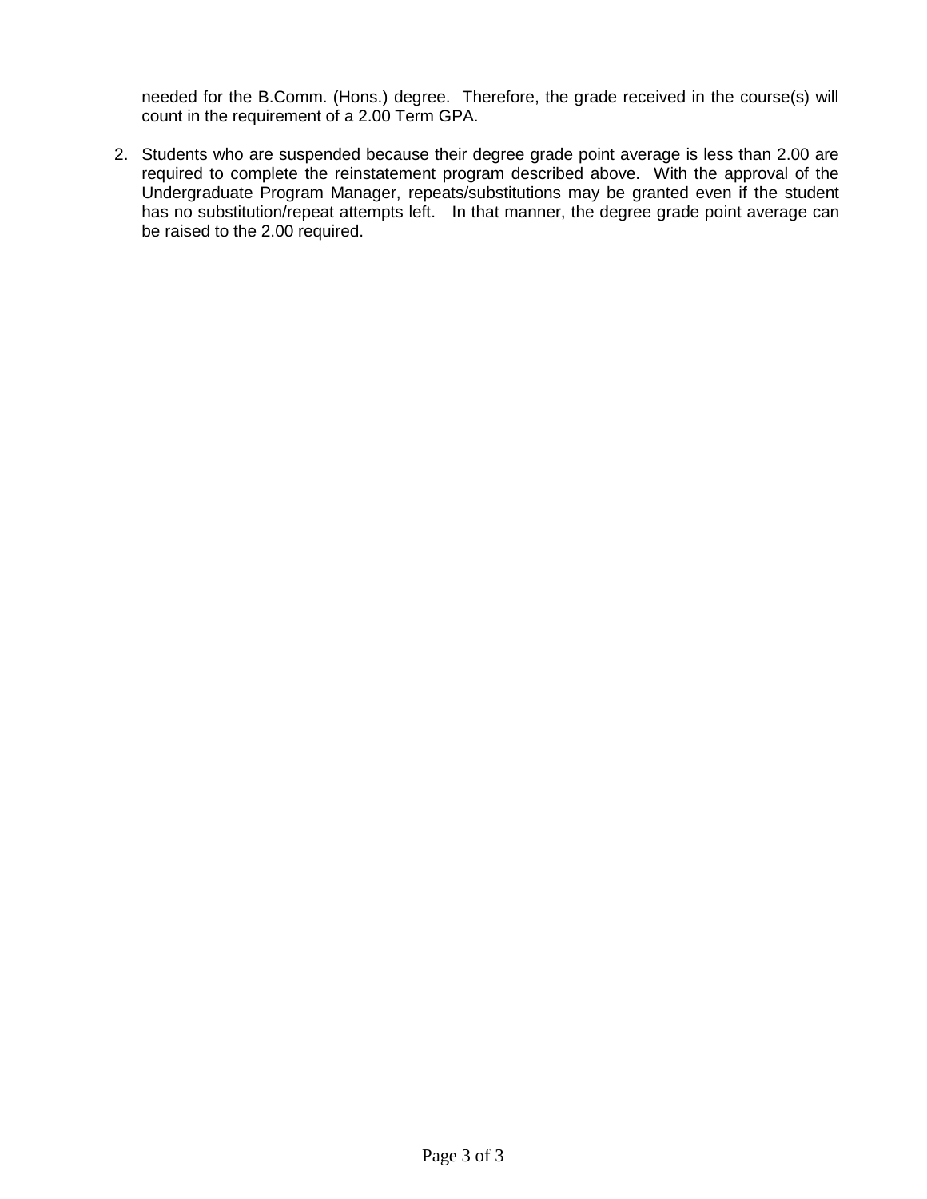needed for the B.Comm. (Hons.) degree. Therefore, the grade received in the course(s) will count in the requirement of a 2.00 Term GPA.

2. Students who are suspended because their degree grade point average is less than 2.00 are required to complete the reinstatement program described above. With the approval of the Undergraduate Program Manager, repeats/substitutions may be granted even if the student has no substitution/repeat attempts left. In that manner, the degree grade point average can be raised to the 2.00 required.